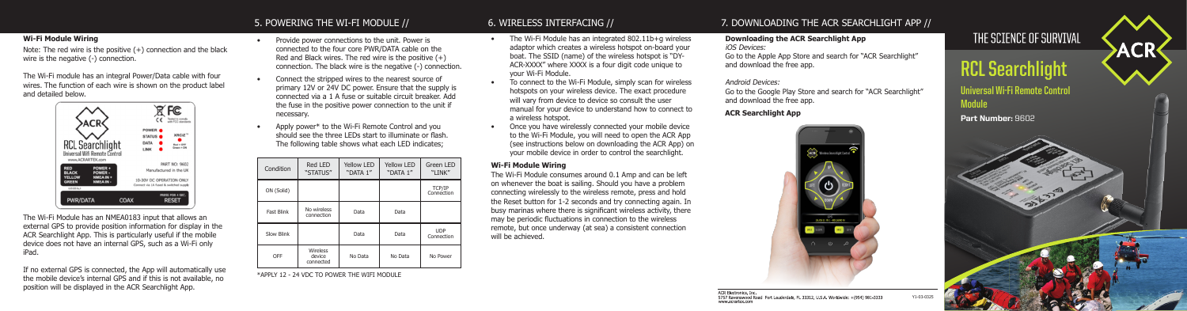### Wi-Fi Module Wiring

Note: The red wire is the positive (+) connection and the black wire is the negative (-) connection.

The Wi-Fi module has an integral Power/Data cable with four wires. The function of each wire is shown on the product label and detailed below.

The Wi-Fi Module has an NMEA0183 input that allows an external GPS to provide position information for display in the ACR Searchlight App. This is particularly useful if the mobile device does not have an internal GPS, such as a Wi-Fi only iPad.

If no external GPS is connected, the App will automatically use the mobile device's internal GPS and if this is not available, no position will be displayed in the ACR Searchlight App.

## 5. POWERING THE WI-FI MODULE //

- Provide power connections to the unit. Power is connected to the four core PWR/DATA cable on the Red and Black wires. The red wire is the positive (+) connection. The black wire is the negative (-) connection.
- Connect the stripped wires to the nearest source of primary 12V or 24V DC power. Ensure that the supply is connected via a 1 A fuse or suitable circuit breaker. Add the fuse in the positive power connection to the unit if necessary.
- Apply power* to the Wi-Fi Remote Control and you should see the three LEDs start to illuminate or flash. The following table shows what each LED indicates;

| Condition | Red LED "STATUS" | Yellow LED "DATA 1" | Yellow LED "DATA 1" | Green LED "LINK" |
|---|---|---|---|---|
| ON (Solid) | | | | TCP/IP Connection |
| Fast Blink | No wireless connection | Data | Data | |
| Slow Blink | | Data | Data | UDP Connection |
| OFF | Wireless device connected | No Data | No Data | No Power |

*APPLY 12 - 24 VDC TO POWER THE WIFI MODULE

## 6. WIRELESS INTERFACING //

- The Wi-Fi Module has an integrated 802.11b+g wireless adaptor which creates a wireless hotspot on-board your boat. The SSID (name) of the wireless hotspot is "DY-ACR-XXXX" where XXXX is a four digit code unique to your Wi-Fi Module.
- To connect to the Wi-Fi Module, simply scan for wireless hotspots on your wireless device. The exact procedure will vary from device to device so consult the user manual for your device to understand how to connect to a wireless hotspot.
- Once you have wirelessly connected your mobile device to the Wi-Fi Module, you will need to open the ACR App (see instructions below on downloading the ACR App) on your mobile device in order to control the searchlight.

### Wi-Fi Module Wiring

The Wi-Fi Module consumes around 0.1 Amp and can be left on whenever the boat is sailing. Should you have a problem connecting wirelessly to the wireless remote, press and hold the Reset button for 1-2 seconds and try connecting again. In busy marinas where there is significant wireless activity, there may be periodic fluctuations in connection to the wireless remote, but once underway (at sea) a consistent connection will be achieved.

## 7. DOWNLOADING THE ACR SEARCHLIGHT APP //

### Downloading the ACR Searchlight App

*iOS Devices:*

Go to the Apple App Store and search for "ACR Searchlight" and download the free app.

*Android Devices:*

Go to the Google Play Store and search for "ACR Searchlight" and download the free app.

### ACR Searchlight App

ACR Electronics, Inc.
5757 Ravenswood Road Fort Lauderdale, FL 33312, U.S.A. Worldwide: +(954) 981-3333
www.acrartex.com

Y1-03-0325

THE SCIENCE OF SURVIVAL

# RCL Searchlight

## Universal Wi-Fi Remote Control Module

**Part Number:** 9602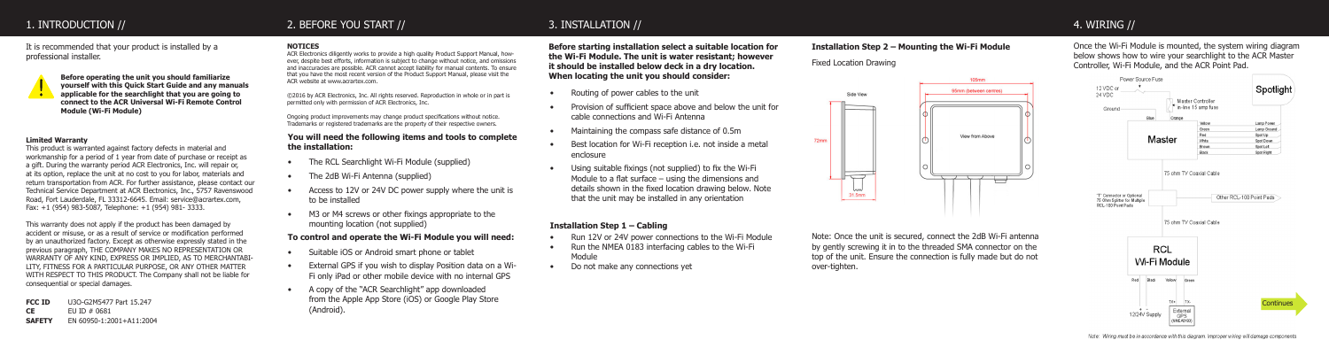## 1. INTRODUCTION //

It is recommended that your product is installed by a professional installer.

**Before operating the unit you should familiarize yourself with this Quick Start Guide and any manuals applicable for the searchlight that you are going to connect to the ACR Universal Wi-Fi Remote Control Module (Wi-Fi Module)**

**Limited Warranty**

This product is warranted against factory defects in material and workmanship for a period of 1 year from date of purchase or receipt as a gift. During the warranty period ACR Electronics, Inc. will repair or, at its option, replace the unit at no cost to you for labor, materials and return transportation from ACR. For further assistance, please contact our Technical Service Department at ACR Electronics, Inc., 5757 Ravenswood Road, Fort Lauderdale, FL 33312-6645. Email: service@acrartex.com, Fax: +1 (954) 983-5087, Telephone: +1 (954) 981- 3333.

This warranty does not apply if the product has been damaged by accident or misuse, or as a result of service or modification performed by an unauthorized factory. Except as otherwise expressly stated in the previous paragraph, THE COMPANY MAKES NO REPRESENTATION OR WARRANTY OF ANY KIND, EXPRESS OR IMPLIED, AS TO MERCHANTABILITY, FITNESS FOR A PARTICULAR PURPOSE, OR ANY OTHER MATTER WITH RESPECT TO THIS PRODUCT. The Company shall not be liable for consequential or special damages.

| | |
|---|---|
| **FCC ID** | U3O-G2M5477 Part 15.247 |
| **CE** | EU ID # 0681 |
| **SAFETY** | EN 60950-1:2001+A11:2004 |

## 2. BEFORE YOU START //

**NOTICES**

ACR Electronics diligently works to provide a high quality Product Support Manual, however, despite best efforts, information is subject to change without notice, and omissions and inaccuracies are possible. ACR cannot accept liability for manual contents. To ensure that you have the most recent version of the Product Support Manual, please visit the ACR website at www.acrartex.com.

©2016 by ACR Electronics, Inc. All rights reserved. Reproduction in whole or in part is permitted only with permission of ACR Electronics, Inc.

Ongoing product improvements may change product specifications without notice. Trademarks or registered trademarks are the property of their respective owners.

**You will need the following items and tools to complete the installation:**

- The RCL Searchlight Wi-Fi Module (supplied)
- The 2dB Wi-Fi Antenna (supplied)
- Access to 12V or 24V DC power supply where the unit is to be installed
- M3 or M4 screws or other fixings appropriate to the mounting location (not supplied)

**To control and operate the Wi-Fi Module you will need:**

- Suitable iOS or Android smart phone or tablet
- External GPS if you wish to display Position data on a Wi-Fi only iPad or other mobile device with no internal GPS
- A copy of the "ACR Searchlight" app downloaded from the Apple App Store (iOS) or Google Play Store (Android).

## 3. INSTALLATION //

**Before starting installation select a suitable location for the Wi-Fi Module. The unit is water resistant; however it should be installed below deck in a dry location. When locating the unit you should consider:**

- Routing of power cables to the unit
- Provision of sufficient space above and below the unit for cable connections and Wi-Fi Antenna
- Maintaining the compass safe distance of 0.5m
- Best location for Wi-Fi reception i.e. not inside a metal enclosure
- Using suitable fixings (not supplied) to fix the Wi-Fi Module to a flat surface – using the dimensions and details shown in the fixed location drawing below. Note that the unit may be installed in any orientation

**Installation Step 1 – Cabling**

- Run 12V or 24V power connections to the Wi-Fi Module
- Run the NMEA 0183 interfacing cables to the Wi-Fi Module
- Do not make any connections yet

**Installation Step 2 – Mounting the Wi-Fi Module**

Fixed Location Drawing

Side View
View from Above
105mm
95mm (between centres)
72mm
31.5mm

Note: Once the unit is secured, connect the 2dB Wi-Fi antenna by gently screwing it in to the threaded SMA connector on the top of the unit. Ensure the connection is fully made but do not over-tighten.

## 4. WIRING //

Once the Wi-Fi Module is mounted, the system wiring diagram below shows how to wire your searchlight to the ACR Master Controller, Wi-Fi Module, and the ACR Point Pad.

Power Source Fuse
12 VDC or 24 VDC
Ground
Master Controller in-line 15 amp fuse
Blue
Orange
Spotlight
Master
Yellow — Lamp Power
Green — Lamp Ground
Red — Spot Up
White — Spot Down
Brown — Spot Left
Black — Spot Right
75 ohm TV Coaxial Cable
"T" Connector or Optional 75 Ohm Splitter for Multiple RCL-100 Point Pads
Other RCL-100 Point Pads
75 ohm TV Coaxial Cable
RCL Wi-Fi Module
Red Black Yellow Green
+ -
TX+ TX-
12/24V Supply
External GPS (NMEA0183)

Continues

*Note: Wiring must be in accordance with this diagram. Improper wiring will damage components.*